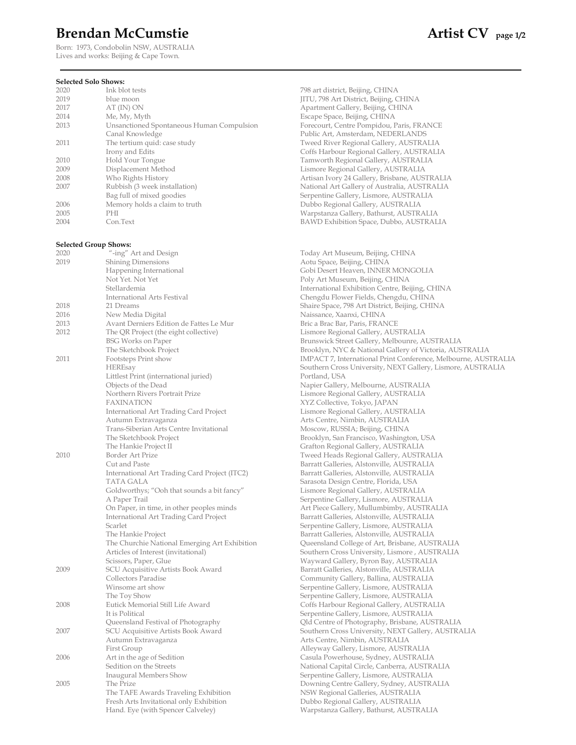# Brendan McCumstie

**Artist CV**

Born: 1973, Condobolin NSW, AUSTRALIA
Lives and works: Beijing & Cape Town.

---

**Selected Solo Shows:**

| | | |
|---|---|---|
| 2020 | Ink blot tests | 798 art district, Beijing, CHINA |
| 2019 | blue moon | JITU, 798 Art District, Beijing, CHINA |
| 2017 | AT (IN) ON | Apartment Gallery, Beijing, CHINA |
| 2014 | Me, My, Myth | Escape Space, Beijing, CHINA |
| 2013 | Unsanctioned Spontaneous Human Compulsion | Forecourt, Centre Pompidou, Paris, FRANCE |
| | Canal Knowledge | Public Art, Amsterdam, NEDERLANDS |
| 2011 | The tertium quid: case study | Tweed River Regional Gallery, AUSTRALIA |
| | Irony and Edits | Coffs Harbour Regional Gallery, AUSTRALIA |
| 2010 | Hold Your Tongue | Tamworth Regional Gallery, AUSTRALIA |
| 2009 | Displacement Method | Lismore Regional Gallery, AUSTRALIA |
| 2008 | Who Rights History | Artisan Ivory 24 Gallery, Brisbane, AUSTRALIA |
| 2007 | Rubbish (3 week installation) | National Art Gallery of Australia, AUSTRALIA |
| | Bag full of mixed goodies | Serpentine Gallery, Lismore, AUSTRALIA |
| 2006 | Memory holds a claim to truth | Dubbo Regional Gallery, AUSTRALIA |
| 2005 | PHI | Warpstanza Gallery, Bathurst, AUSTRALIA |
| 2004 | Con.Text | BAWD Exhibition Space, Dubbo, AUSTRALIA |

**Selected Group Shows:**

| | | |
|---|---|---|
| 2020 | "-ing" Art and Design | Today Art Museum, Beijing, CHINA |
| 2019 | Shining Dimensions | Aotu Space, Beijing, CHINA |
| | Happening International | Gobi Desert Heaven, INNER MONGOLIA |
| | Not Yet. Not Yet | Poly Art Museum, Beijing, CHINA |
| | Stellardemia | International Exhibition Centre, Beijing, CHINA |
| | International Arts Festival | Chengdu Flower Fields, Chengdu, CHINA |
| 2018 | 21 Dreams | Shaire Space, 798 Art District, Beijing, CHINA |
| 2016 | New Media Digital | Naissance, Xaanxi, CHINA |
| 2013 | Avant Derniers Edition de Fattes Le Mur | Bric a Brac Bar, Paris, FRANCE |
| 2012 | The QR Project (the eight collective) | Lismore Regional Gallery, AUSTRALIA |
| | BSG Works on Paper | Brunswick Street Gallery, Melbounre, AUSTRALIA |
| | The Sketchbook Project | Brooklyn, NYC & National Gallery of Victoria, AUSTRALIA |
| 2011 | Footsteps Print show | IMPACT 7, International Print Conference, Melbourne, AUSTRALIA |
| | HEREsay | Southern Cross University, NEXT Gallery, Lismore, AUSTRALIA |
| | Littlest Print (international juried) | Portland, USA |
| | Objects of the Dead | Napier Gallery, Melbourne, AUSTRALIA |
| | Northern Rivers Portrait Prize | Lismore Regional Gallery, AUSTRALIA |
| | FAXINATION | XYZ Collective, Tokyo, JAPAN |
| | International Art Trading Card Project | Lismore Regional Gallery, AUSTRALIA |
| | Autumn Extravaganza | Arts Centre, Nimbin, AUSTRALIA |
| | Trans-Siberian Arts Centre Invitational | Moscow, RUSSIA; Beijing, CHINA |
| | The Sketchbook Project | Brooklyn, San Francisco, Washington, USA |
| | The Hankie Project II | Grafton Regional Gallery, AUSTRALIA |
| 2010 | Border Art Prize | Tweed Heads Regional Gallery, AUSTRALIA |
| | Cut and Paste | Barratt Galleries, Alstonville, AUSTRALIA |
| | International Art Trading Card Project (ITC2) | Barratt Galleries, Alstonville, AUSTRALIA |
| | TATA GALA | Sarasota Design Centre, Florida, USA |
| | Goldworthys; "Ooh that sounds a bit fancy" | Lismore Regional Gallery, AUSTRALIA |
| | A Paper Trail | Serpentine Gallery, Lismore, AUSTRALIA |
| | On Paper, in time, in other peoples minds | Art Piece Gallery, Mullumbimby, AUSTRALIA |
| | International Art Trading Card Project | Barratt Galleries, Alstonville, AUSTRALIA |
| | Scarlet | Serpentine Gallery, Lismore, AUSTRALIA |
| | The Hankie Project | Barratt Galleries, Alstonville, AUSTRALIA |
| | The Churchie National Emerging Art Exhibition | Queensland College of Art, Brisbane, AUSTRALIA |
| | Articles of Interest (invitational) | Southern Cross University, Lismore , AUSTRALIA |
| | Scissors, Paper, Glue | Wayward Gallery, Byron Bay, AUSTRALIA |
| 2009 | SCU Acquisitive Artists Book Award | Barratt Galleries, Alstonville, AUSTRALIA |
| | Collectors Paradise | Community Gallery, Ballina, AUSTRALIA |
| | Winsome art show | Serpentine Gallery, Lismore, AUSTRALIA |
| | The Toy Show | Serpentine Gallery, Lismore, AUSTRALIA |
| 2008 | Eutick Memorial Still Life Award | Coffs Harbour Regional Gallery, AUSTRALIA |
| | It is Political | Serpentine Gallery, Lismore, AUSTRALIA |
| | Queensland Festival of Photography | Qld Centre of Photography, Brisbane, AUSTRALIA |
| 2007 | SCU Acquisitive Artists Book Award | Southern Cross University, NEXT Gallery, AUSTRALIA |
| | Autumn Extravaganza | Arts Centre, Nimbin, AUSTRALIA |
| | First Group | Alleyway Gallery, Lismore, AUSTRALIA |
| 2006 | Art in the age of Sedition | Casula Powerhouse, Sydney, AUSTRALIA |
| | Sedition on the Streets | National Capital Circle, Canberra, AUSTRALIA |
| | Inaugural Members Show | Serpentine Gallery, Lismore, AUSTRALIA |
| 2005 | The Prize | Downing Centre Gallery, Sydney, AUSTRALIA |
| | The TAFE Awards Traveling Exhibition | NSW Regional Galleries, AUSTRALIA |
| | Fresh Arts Invitational only Exhibition | Dubbo Regional Gallery, AUSTRALIA |
| | Hand. Eye (with Spencer Calveley) | Warpstanza Gallery, Bathurst, AUSTRALIA |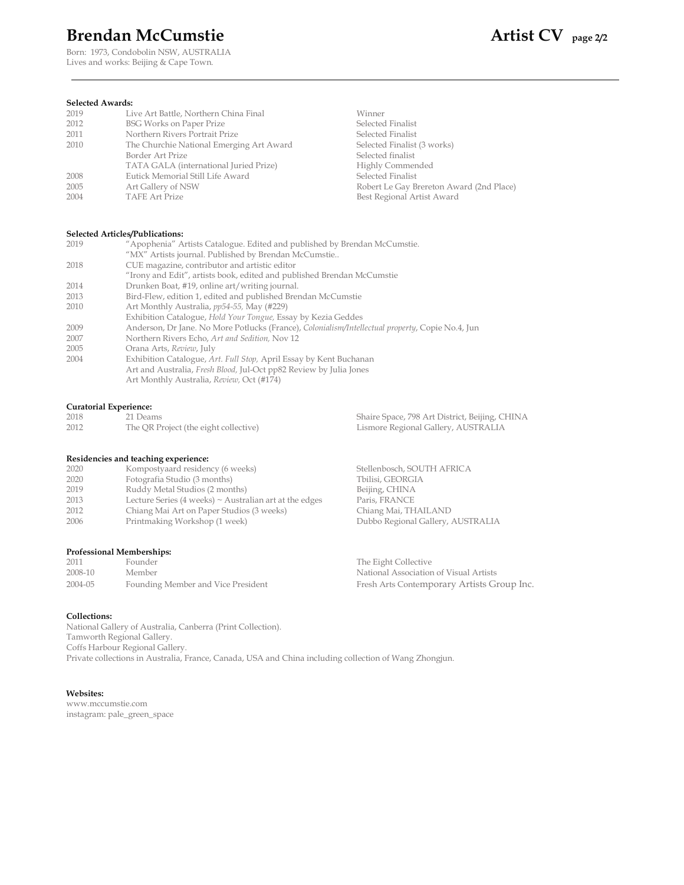# Brendan McCumstie

Born: 1973, Condobolin NSW, AUSTRALIA
Lives and works: Beijing & Cape Town.

**Artist CV**

---

**Selected Awards:**

| | | |
|---|---|---|
| 2019 | Live Art Battle, Northern China Final | Winner |
| 2012 | BSG Works on Paper Prize | Selected Finalist |
| 2011 | Northern Rivers Portrait Prize | Selected Finalist |
| 2010 | The Churchie National Emerging Art Award | Selected Finalist (3 works) |
| | Border Art Prize | Selected finalist |
| | TATA GALA (international Juried Prize) | Highly Commended |
| 2008 | Eutick Memorial Still Life Award | Selected Finalist |
| 2005 | Art Gallery of NSW | Robert Le Gay Brereton Award (2nd Place) |
| 2004 | TAFE Art Prize | Best Regional Artist Award |

**Selected Articles/Publications:**

| | |
|---|---|
| 2019 | "Apophenia" Artists Catalogue. Edited and published by Brendan McCumstie. |
| | "MX" Artists journal. Published by Brendan McCumstie.. |
| 2018 | CUE magazine, contributor and artistic editor |
| | "Irony and Edit", artists book, edited and published Brendan McCumstie |
| 2014 | Drunken Boat, #19, online art/writing journal. |
| 2013 | Bird-Flew, edition 1, edited and published Brendan McCumstie |
| 2010 | Art Monthly Australia, *pp54-55,* May (#229) |
| | Exhibition Catalogue, *Hold Your Tongue,* Essay by Kezia Geddes |
| 2009 | Anderson, Dr Jane. No More Potlucks (France), *Colonialism/Intellectual property*, Copie No.4, Jun |
| 2007 | Northern Rivers Echo, *Art and Sedition,* Nov 12 |
| 2005 | Orana Arts, *Review*, July |
| 2004 | Exhibition Catalogue, *Art. Full Stop,* April Essay by Kent Buchanan |
| | Art and Australia, *Fresh Blood,* Jul-Oct pp82 Review by Julia Jones |
| | Art Monthly Australia, *Review,* Oct (#174) |

**Curatorial Experience:**

| | | |
|---|---|---|
| 2018 | 21 Deams | Shaire Space, 798 Art District, Beijing, CHINA |
| 2012 | The QR Project (the eight collective) | Lismore Regional Gallery, AUSTRALIA |

**Residencies and teaching experience:**

| | | |
|---|---|---|
| 2020 | Kompostyaard residency (6 weeks) | Stellenbosch, SOUTH AFRICA |
| 2020 | Fotografia Studio (3 months) | Tbilisi, GEORGIA |
| 2019 | Ruddy Metal Studios (2 months) | Beijing, CHINA |
| 2013 | Lecture Series (4 weeks) ~ Australian art at the edges | Paris, FRANCE |
| 2012 | Chiang Mai Art on Paper Studios (3 weeks) | Chiang Mai, THAILAND |
| 2006 | Printmaking Workshop (1 week) | Dubbo Regional Gallery, AUSTRALIA |

**Professional Memberships:**

| | | |
|---|---|---|
| 2011 | Founder | The Eight Collective |
| 2008-10 | Member | National Association of Visual Artists |
| 2004-05 | Founding Member and Vice President | Fresh Arts Contemporary Artists Group Inc. |

**Collections:**

National Gallery of Australia, Canberra (Print Collection).
Tamworth Regional Gallery.
Coffs Harbour Regional Gallery.
Private collections in Australia, France, Canada, USA and China including collection of Wang Zhongjun.

**Websites:**

www.mccumstie.com
instagram: pale_green_space